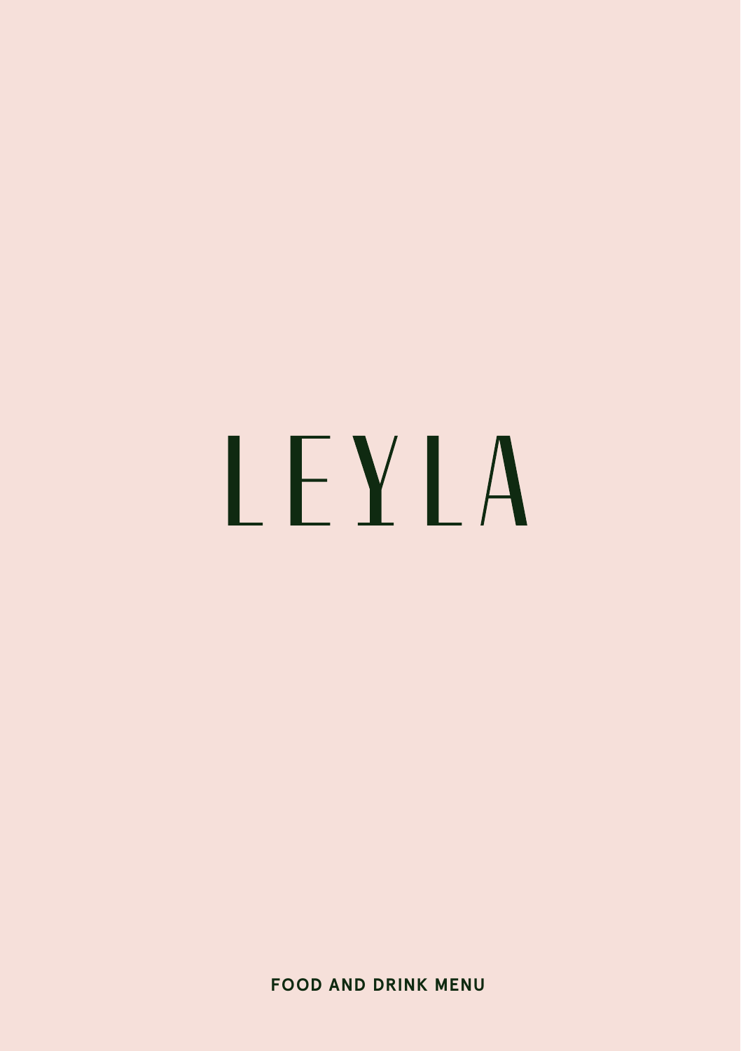# LEYLA

**FOOD AND DRINK MENU**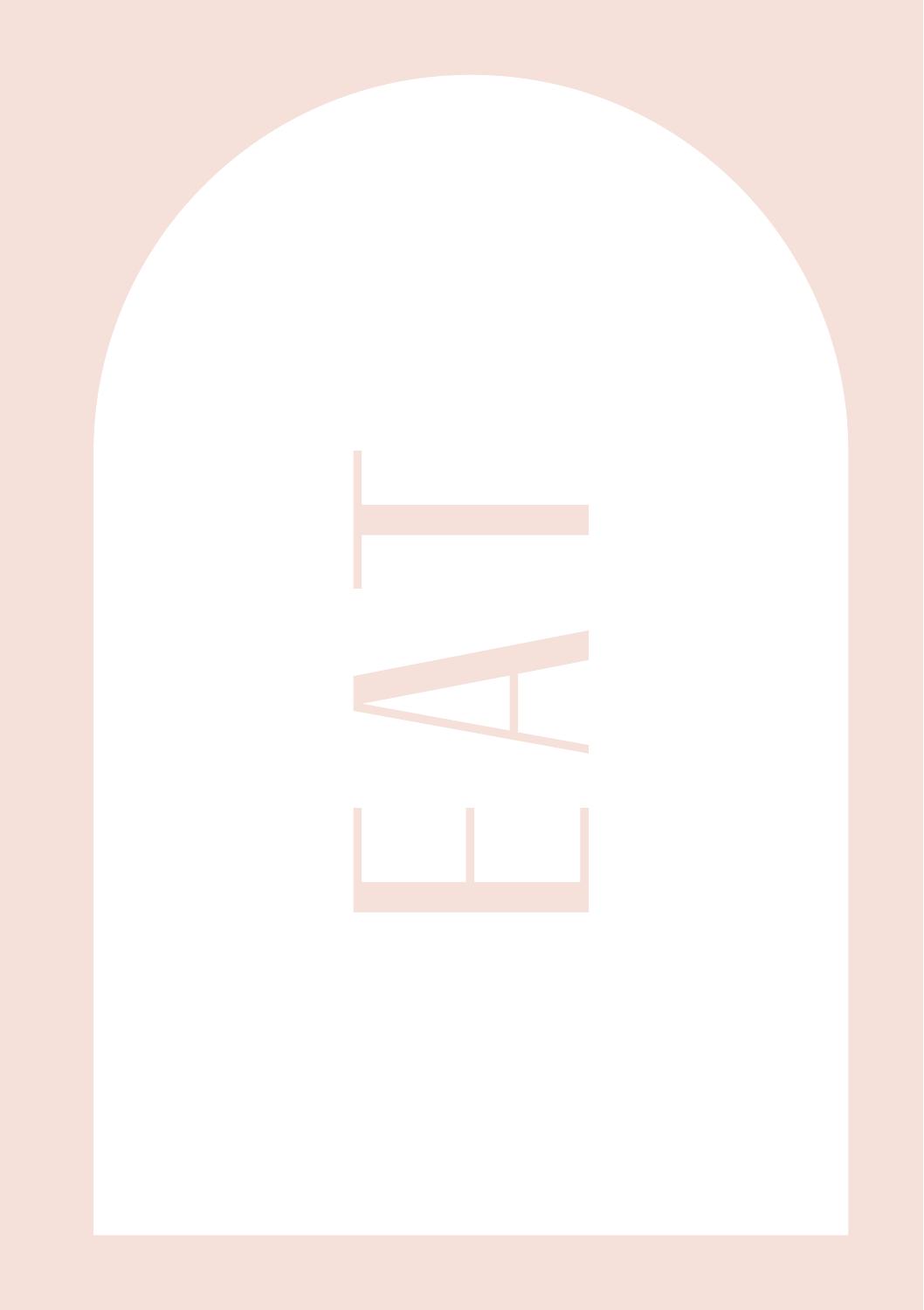# EAT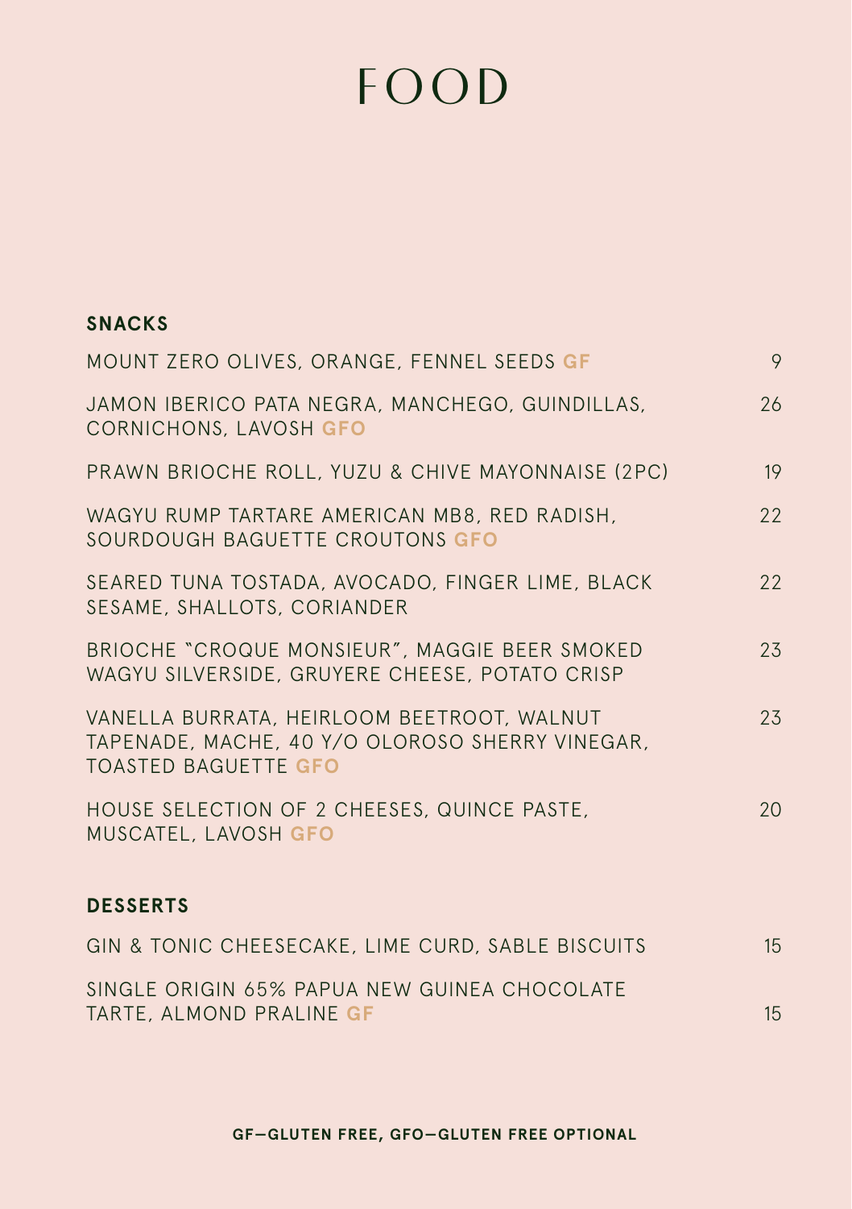# FOOD

## SNACKS

| Item | Price |
| --- | --- |
| MOUNT ZERO OLIVES, ORANGE, FENNEL SEEDS **GF** | 9 |
| JAMON IBERICO PATA NEGRA, MANCHEGO, GUINDILLAS, CORNICHONS, LAVOSH **GFO** | 26 |
| PRAWN BRIOCHE ROLL, YUZU & CHIVE MAYONNAISE (2PC) | 19 |
| WAGYU RUMP TARTARE AMERICAN MB8, RED RADISH, SOURDOUGH BAGUETTE CROUTONS **GFO** | 22 |
| SEARED TUNA TOSTADA, AVOCADO, FINGER LIME, BLACK SESAME, SHALLOTS, CORIANDER | 22 |
| BRIOCHE "CROQUE MONSIEUR", MAGGIE BEER SMOKED WAGYU SILVERSIDE, GRUYERE CHEESE, POTATO CRISP | 23 |
| VANELLA BURRATA, HEIRLOOM BEETROOT, WALNUT TAPENADE, MACHE, 40 Y/O OLOROSO SHERRY VINEGAR, TOASTED BAGUETTE **GFO** | 23 |
| HOUSE SELECTION OF 2 CHEESES, QUINCE PASTE, MUSCATEL, LAVOSH **GFO** | 20 |

## DESSERTS

| Item | Price |
| --- | --- |
| GIN & TONIC CHEESECAKE, LIME CURD, SABLE BISCUITS | 15 |
| SINGLE ORIGIN 65% PAPUA NEW GUINEA CHOCOLATE TARTE, ALMOND PRALINE **GF** | 15 |

**GF—GLUTEN FREE, GFO—GLUTEN FREE OPTIONAL**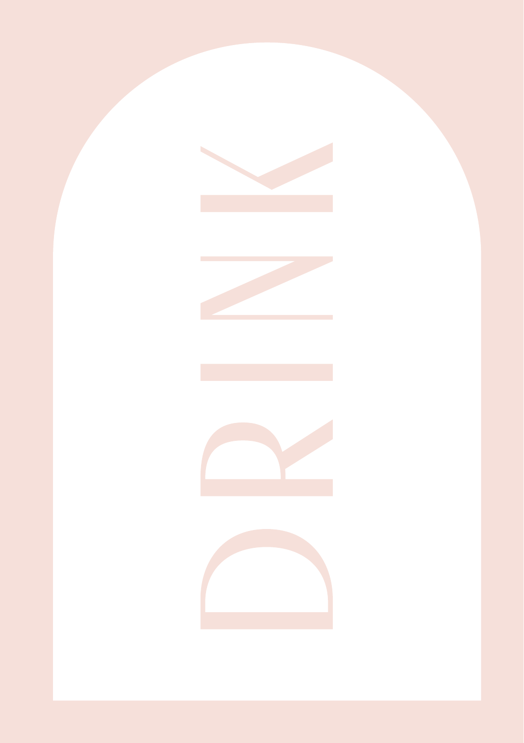# DRINK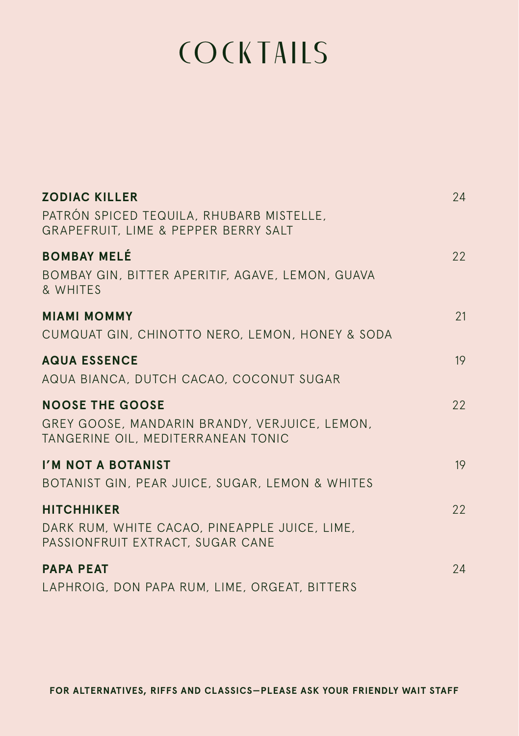# COCKTAILS

**ZODIAC KILLER** 24
PATRÓN SPICED TEQUILA, RHUBARB MISTELLE, GRAPEFRUIT, LIME & PEPPER BERRY SALT

**BOMBAY MELÉ** 22
BOMBAY GIN, BITTER APERITIF, AGAVE, LEMON, GUAVA & WHITES

**MIAMI MOMMY** 21
CUMQUAT GIN, CHINOTTO NERO, LEMON, HONEY & SODA

**AQUA ESSENCE** 19
AQUA BIANCA, DUTCH CACAO, COCONUT SUGAR

**NOOSE THE GOOSE** 22
GREY GOOSE, MANDARIN BRANDY, VERJUICE, LEMON, TANGERINE OIL, MEDITERRANEAN TONIC

**I'M NOT A BOTANIST** 19
BOTANIST GIN, PEAR JUICE, SUGAR, LEMON & WHITES

**HITCHHIKER** 22
DARK RUM, WHITE CACAO, PINEAPPLE JUICE, LIME, PASSIONFRUIT EXTRACT, SUGAR CANE

**PAPA PEAT** 24
LAPHROIG, DON PAPA RUM, LIME, ORGEAT, BITTERS

**FOR ALTERNATIVES, RIFFS AND CLASSICS—PLEASE ASK YOUR FRIENDLY WAIT STAFF**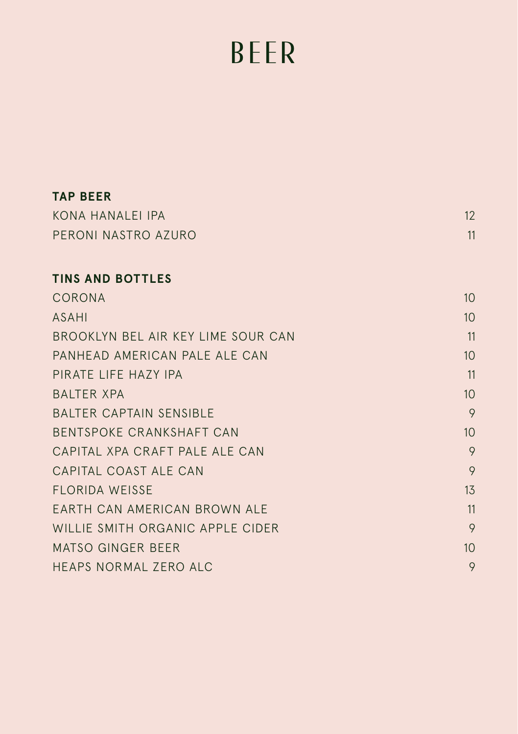# BEER

## TAP BEER

| | |
|---|---|
| KONA HANALEI IPA | 12 |
| PERONI NASTRO AZURO | 11 |

## TINS AND BOTTLES

| | |
|---|---|
| CORONA | 10 |
| ASAHI | 10 |
| BROOKLYN BEL AIR KEY LIME SOUR CAN | 11 |
| PANHEAD AMERICAN PALE ALE CAN | 10 |
| PIRATE LIFE HAZY IPA | 11 |
| BALTER XPA | 10 |
| BALTER CAPTAIN SENSIBLE | 9 |
| BENTSPOKE CRANKSHAFT CAN | 10 |
| CAPITAL XPA CRAFT PALE ALE CAN | 9 |
| CAPITAL COAST ALE CAN | 9 |
| FLORIDA WEISSE | 13 |
| EARTH CAN AMERICAN BROWN ALE | 11 |
| WILLIE SMITH ORGANIC APPLE CIDER | 9 |
| MATSO GINGER BEER | 10 |
| HEAPS NORMAL ZERO ALC | 9 |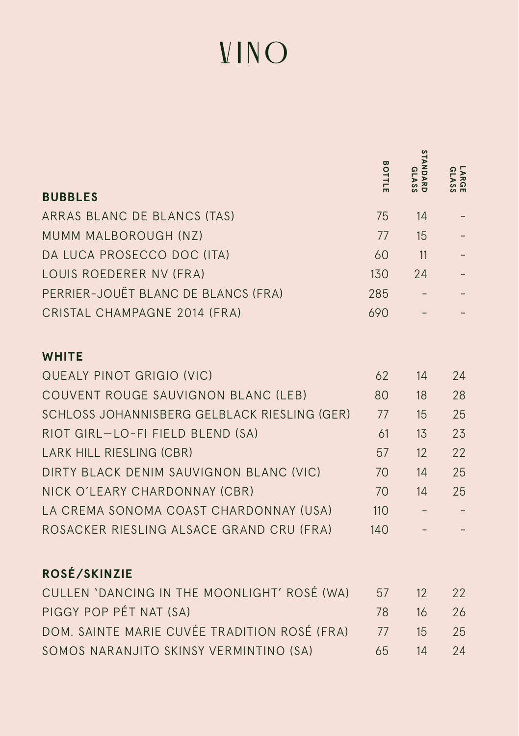# VINO

| BUBBLES | BOTTLE | STANDARD GLASS | LARGE GLASS |
|---|---|---|---|
| ARRAS BLANC DE BLANCS (TAS) | 75 | 14 | - |
| MUMM MALBOROUGH (NZ) | 77 | 15 | - |
| DA LUCA PROSECCO DOC (ITA) | 60 | 11 | - |
| LOUIS ROEDERER NV (FRA) | 130 | 24 | - |
| PERRIER-JOUËT BLANC DE BLANCS (FRA) | 285 | - | - |
| CRISTAL CHAMPAGNE 2014 (FRA) | 690 | - | - |

| WHITE | BOTTLE | STANDARD GLASS | LARGE GLASS |
|---|---|---|---|
| QUEALY PINOT GRIGIO (VIC) | 62 | 14 | 24 |
| COUVENT ROUGE SAUVIGNON BLANC (LEB) | 80 | 18 | 28 |
| SCHLOSS JOHANNISBERG GELBLACK RIESLING (GER) | 77 | 15 | 25 |
| RIOT GIRL—LO-FI FIELD BLEND (SA) | 61 | 13 | 23 |
| LARK HILL RIESLING (CBR) | 57 | 12 | 22 |
| DIRTY BLACK DENIM SAUVIGNON BLANC (VIC) | 70 | 14 | 25 |
| NICK O'LEARY CHARDONNAY (CBR) | 70 | 14 | 25 |
| LA CREMA SONOMA COAST CHARDONNAY (USA) | 110 | - | - |
| ROSACKER RIESLING ALSACE GRAND CRU (FRA) | 140 | - | - |

| ROSÉ/SKINZIE | BOTTLE | STANDARD GLASS | LARGE GLASS |
|---|---|---|---|
| CULLEN `DANCING IN THE MOONLIGHT' ROSÉ (WA) | 57 | 12 | 22 |
| PIGGY POP PÉT NAT (SA) | 78 | 16 | 26 |
| DOM. SAINTE MARIE CUVÉE TRADITION ROSÉ (FRA) | 77 | 15 | 25 |
| SOMOS NARANJITO SKINSY VERMINTINO (SA) | 65 | 14 | 24 |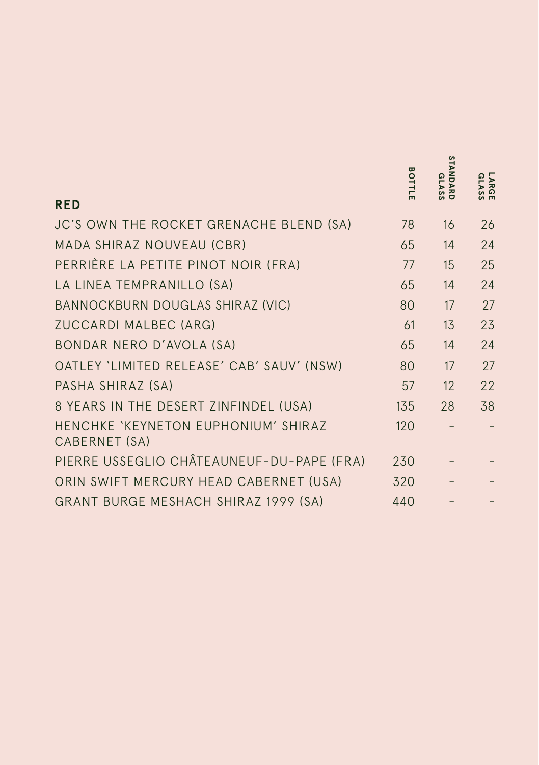| RED | BOTTLE | STANDARD GLASS | LARGE GLASS |
|---|---|---|---|
| JC'S OWN THE ROCKET GRENACHE BLEND (SA) | 78 | 16 | 26 |
| MADA SHIRAZ NOUVEAU (CBR) | 65 | 14 | 24 |
| PERRIÈRE LA PETITE PINOT NOIR (FRA) | 77 | 15 | 25 |
| LA LINEA TEMPRANILLO (SA) | 65 | 14 | 24 |
| BANNOCKBURN DOUGLAS SHIRAZ (VIC) | 80 | 17 | 27 |
| ZUCCARDI MALBEC (ARG) | 61 | 13 | 23 |
| BONDAR NERO D'AVOLA (SA) | 65 | 14 | 24 |
| OATLEY 'LIMITED RELEASE' CAB' SAUV' (NSW) | 80 | 17 | 27 |
| PASHA SHIRAZ (SA) | 57 | 12 | 22 |
| 8 YEARS IN THE DESERT ZINFINDEL (USA) | 135 | 28 | 38 |
| HENCHKE 'KEYNETON EUPHONIUM' SHIRAZ CABERNET (SA) | 120 | - | - |
| PIERRE USSEGLIO CHÂTEAUNEUF-DU-PAPE (FRA) | 230 | - | - |
| ORIN SWIFT MERCURY HEAD CABERNET (USA) | 320 | - | - |
| GRANT BURGE MESHACH SHIRAZ 1999 (SA) | 440 | - | - |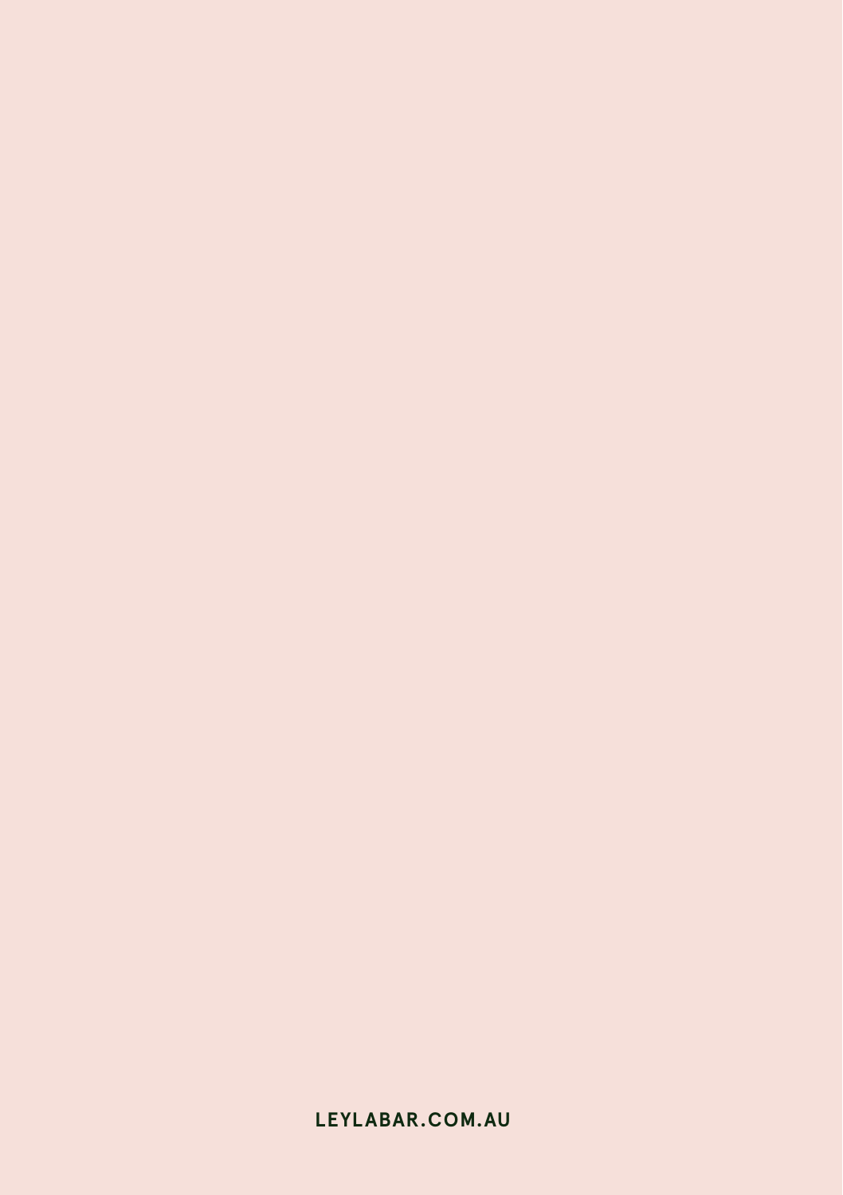LEYLABAR.COM.AU